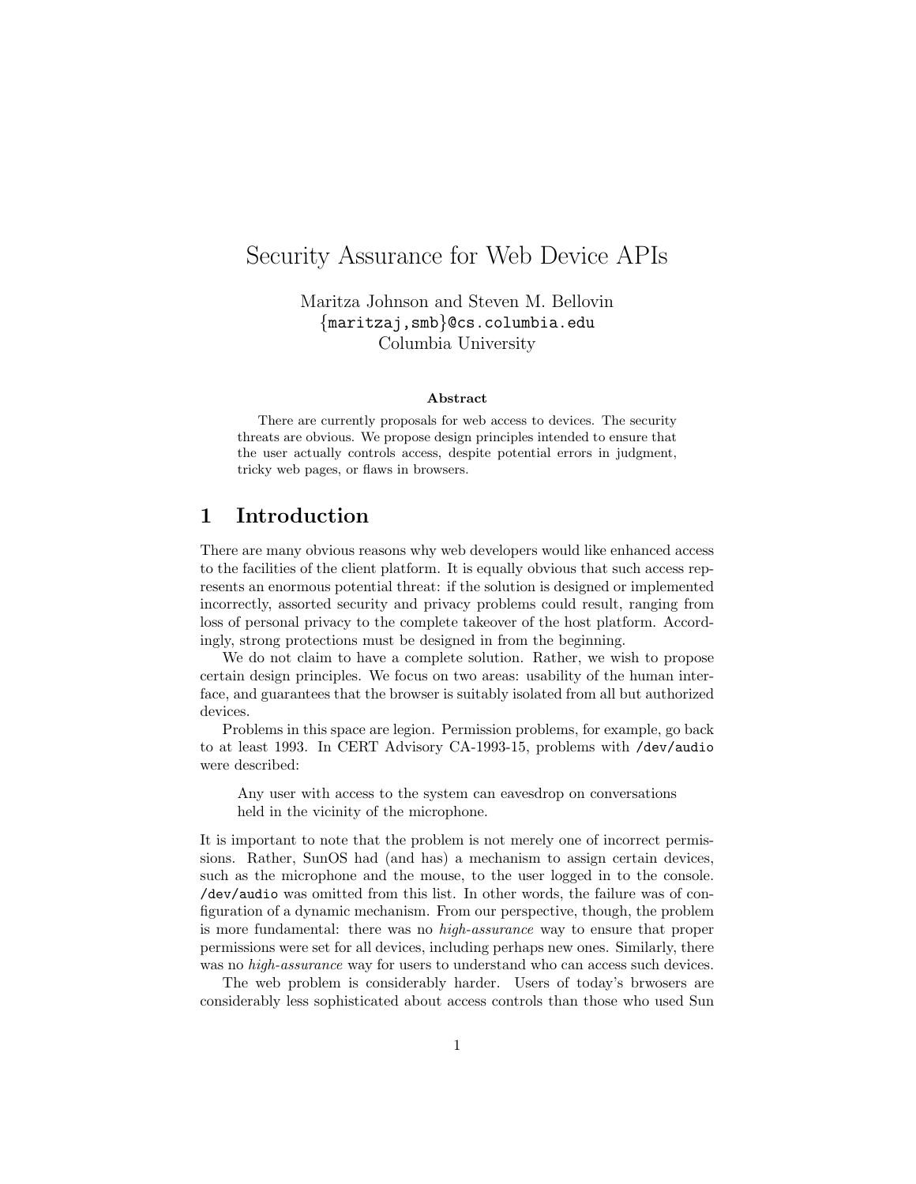# Security Assurance for Web Device APIs

Maritza Johnson and Steven M. Bellovin
{maritzaj,smb}@cs.columbia.edu
Columbia University

**Abstract**

There are currently proposals for web access to devices. The security threats are obvious. We propose design principles intended to ensure that the user actually controls access, despite potential errors in judgment, tricky web pages, or flaws in browsers.

## 1 Introduction

There are many obvious reasons why web developers would like enhanced access to the facilities of the client platform. It is equally obvious that such access represents an enormous potential threat: if the solution is designed or implemented incorrectly, assorted security and privacy problems could result, ranging from loss of personal privacy to the complete takeover of the host platform. Accordingly, strong protections must be designed in from the beginning.

We do not claim to have a complete solution. Rather, we wish to propose certain design principles. We focus on two areas: usability of the human interface, and guarantees that the browser is suitably isolated from all but authorized devices.

Problems in this space are legion. Permission problems, for example, go back to at least 1993. In CERT Advisory CA-1993-15, problems with `/dev/audio` were described:

> Any user with access to the system can eavesdrop on conversations held in the vicinity of the microphone.

It is important to note that the problem is not merely one of incorrect permissions. Rather, SunOS had (and has) a mechanism to assign certain devices, such as the microphone and the mouse, to the user logged in to the console. `/dev/audio` was omitted from this list. In other words, the failure was of configuration of a dynamic mechanism. From our perspective, though, the problem is more fundamental: there was no *high-assurance* way to ensure that proper permissions were set for all devices, including perhaps new ones. Similarly, there was no *high-assurance* way for users to understand who can access such devices.

The web problem is considerably harder. Users of today's brwosers are considerably less sophisticated about access controls than those who used Sun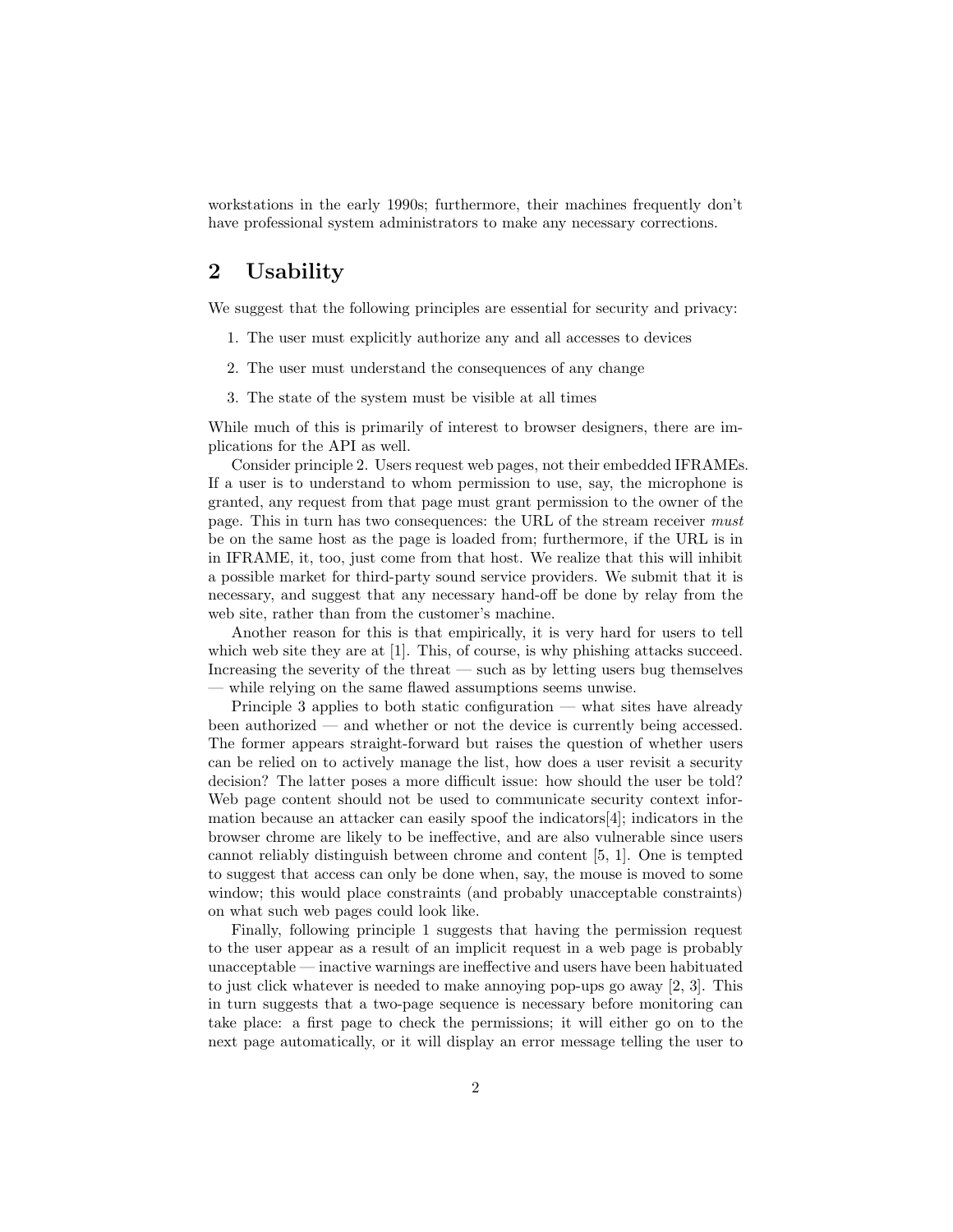workstations in the early 1990s; furthermore, their machines frequently don't have professional system administrators to make any necessary corrections.

## 2 Usability

We suggest that the following principles are essential for security and privacy:

1. The user must explicitly authorize any and all accesses to devices
2. The user must understand the consequences of any change
3. The state of the system must be visible at all times

While much of this is primarily of interest to browser designers, there are implications for the API as well.

Consider principle 2. Users request web pages, not their embedded IFRAMEs. If a user is to understand to whom permission to use, say, the microphone is granted, any request from that page must grant permission to the owner of the page. This in turn has two consequences: the URL of the stream receiver *must* be on the same host as the page is loaded from; furthermore, if the URL is in in IFRAME, it, too, just come from that host. We realize that this will inhibit a possible market for third-party sound service providers. We submit that it is necessary, and suggest that any necessary hand-off be done by relay from the web site, rather than from the customer's machine.

Another reason for this is that empirically, it is very hard for users to tell which web site they are at [1]. This, of course, is why phishing attacks succeed. Increasing the severity of the threat — such as by letting users bug themselves — while relying on the same flawed assumptions seems unwise.

Principle 3 applies to both static configuration — what sites have already been authorized — and whether or not the device is currently being accessed. The former appears straight-forward but raises the question of whether users can be relied on to actively manage the list, how does a user revisit a security decision? The latter poses a more difficult issue: how should the user be told? Web page content should not be used to communicate security context information because an attacker can easily spoof the indicators[4]; indicators in the browser chrome are likely to be ineffective, and are also vulnerable since users cannot reliably distinguish between chrome and content [5, 1]. One is tempted to suggest that access can only be done when, say, the mouse is moved to some window; this would place constraints (and probably unacceptable constraints) on what such web pages could look like.

Finally, following principle 1 suggests that having the permission request to the user appear as a result of an implicit request in a web page is probably unacceptable — inactive warnings are ineffective and users have been habituated to just click whatever is needed to make annoying pop-ups go away [2, 3]. This in turn suggests that a two-page sequence is necessary before monitoring can take place: a first page to check the permissions; it will either go on to the next page automatically, or it will display an error message telling the user to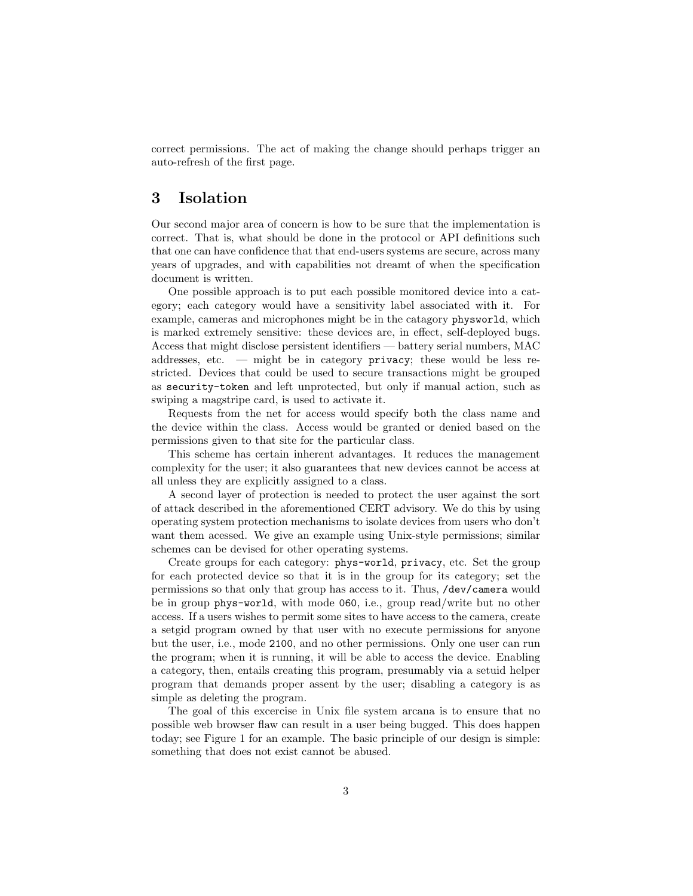correct permissions. The act of making the change should perhaps trigger an auto-refresh of the first page.

## 3 Isolation

Our second major area of concern is how to be sure that the implementation is correct. That is, what should be done in the protocol or API definitions such that one can have confidence that that end-users systems are secure, across many years of upgrades, and with capabilities not dreamt of when the specification document is written.

One possible approach is to put each possible monitored device into a category; each category would have a sensitivity label associated with it. For example, cameras and microphones might be in the catagory `physworld`, which is marked extremely sensitive: these devices are, in effect, self-deployed bugs. Access that might disclose persistent identifiers — battery serial numbers, MAC addresses, etc. — might be in category `privacy`; these would be less restricted. Devices that could be used to secure transactions might be grouped as `security-token` and left unprotected, but only if manual action, such as swiping a magstripe card, is used to activate it.

Requests from the net for access would specify both the class name and the device within the class. Access would be granted or denied based on the permissions given to that site for the particular class.

This scheme has certain inherent advantages. It reduces the management complexity for the user; it also guarantees that new devices cannot be access at all unless they are explicitly assigned to a class.

A second layer of protection is needed to protect the user against the sort of attack described in the aforementioned CERT advisory. We do this by using operating system protection mechanisms to isolate devices from users who don't want them acessed. We give an example using Unix-style permissions; similar schemes can be devised for other operating systems.

Create groups for each category: `phys-world`, `privacy`, etc. Set the group for each protected device so that it is in the group for its category; set the permissions so that only that group has access to it. Thus, `/dev/camera` would be in group `phys-world`, with mode `060`, i.e., group read/write but no other access. If a users wishes to permit some sites to have access to the camera, create a setgid program owned by that user with no execute permissions for anyone but the user, i.e., mode `2100`, and no other permissions. Only one user can run the program; when it is running, it will be able to access the device. Enabling a category, then, entails creating this program, presumably via a setuid helper program that demands proper assent by the user; disabling a category is as simple as deleting the program.

The goal of this excercise in Unix file system arcana is to ensure that no possible web browser flaw can result in a user being bugged. This does happen today; see Figure 1 for an example. The basic principle of our design is simple: something that does not exist cannot be abused.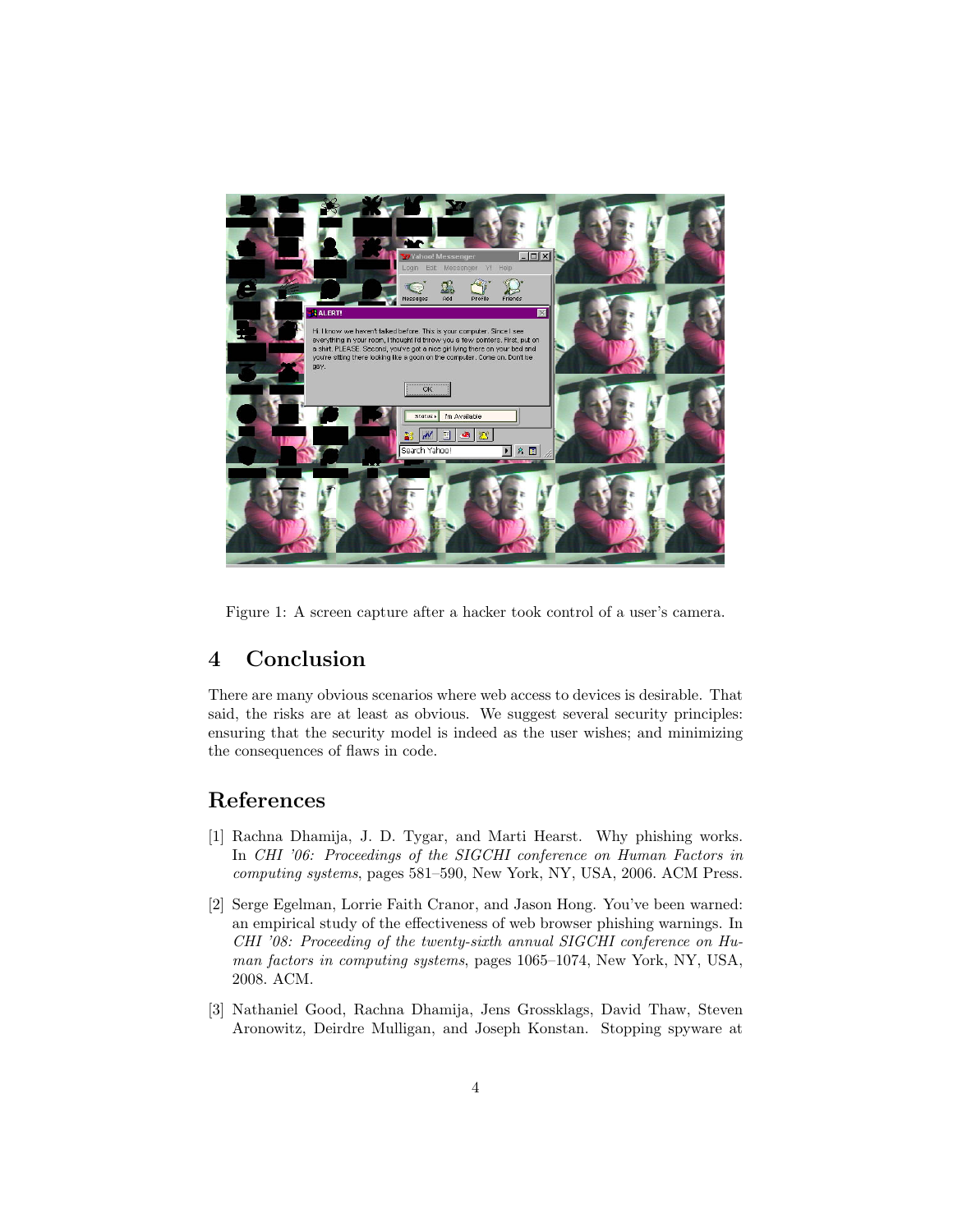Figure 1: A screen capture after a hacker took control of a user's camera.

## 4 Conclusion

There are many obvious scenarios where web access to devices is desirable. That said, the risks are at least as obvious. We suggest several security principles: ensuring that the security model is indeed as the user wishes; and minimizing the consequences of flaws in code.

## References

[1] Rachna Dhamija, J. D. Tygar, and Marti Hearst. Why phishing works. In *CHI '06: Proceedings of the SIGCHI conference on Human Factors in computing systems*, pages 581–590, New York, NY, USA, 2006. ACM Press.

[2] Serge Egelman, Lorrie Faith Cranor, and Jason Hong. You've been warned: an empirical study of the effectiveness of web browser phishing warnings. In *CHI '08: Proceeding of the twenty-sixth annual SIGCHI conference on Human factors in computing systems*, pages 1065–1074, New York, NY, USA, 2008. ACM.

[3] Nathaniel Good, Rachna Dhamija, Jens Grossklags, David Thaw, Steven Aronowitz, Deirdre Mulligan, and Joseph Konstan. Stopping spyware at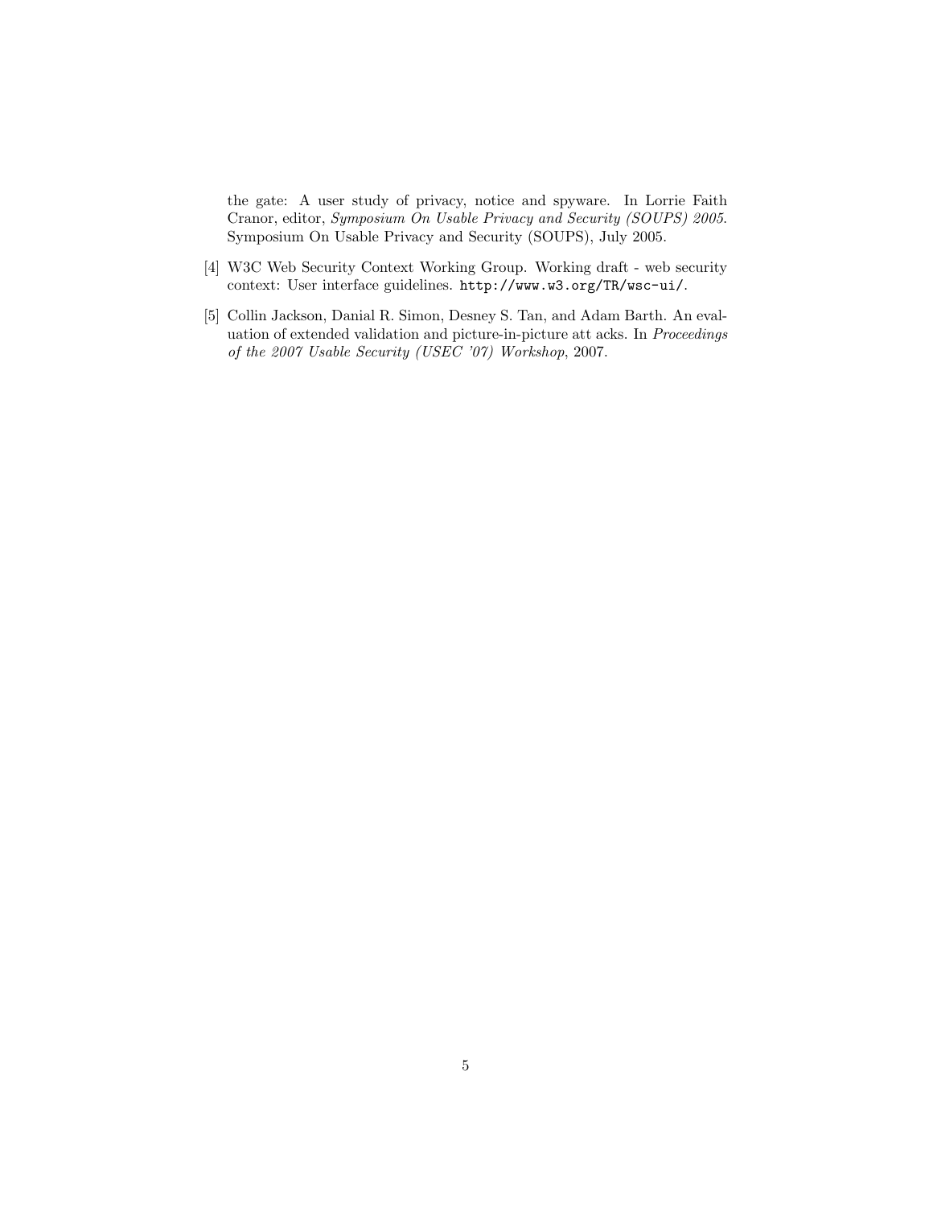the gate: A user study of privacy, notice and spyware. In Lorrie Faith Cranor, editor, *Symposium On Usable Privacy and Security (SOUPS) 2005*. Symposium On Usable Privacy and Security (SOUPS), July 2005.

[4] W3C Web Security Context Working Group. Working draft - web security context: User interface guidelines. `http://www.w3.org/TR/wsc-ui/`.

[5] Collin Jackson, Danial R. Simon, Desney S. Tan, and Adam Barth. An evaluation of extended validation and picture-in-picture att acks. In *Proceedings of the 2007 Usable Security (USEC '07) Workshop*, 2007.